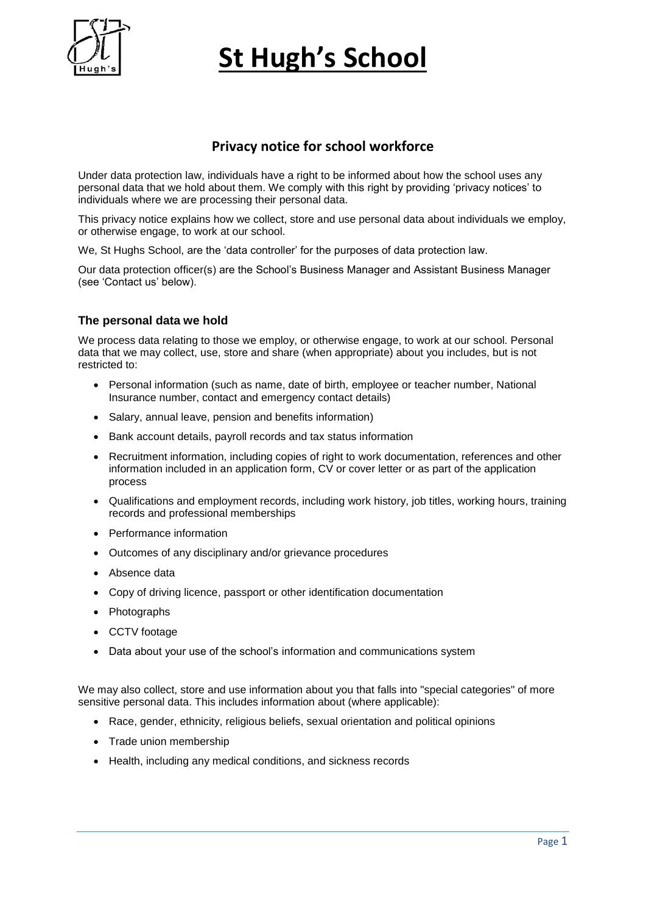# St Hugh's School

## Privacy notice for school workforce

Under data protection law, individuals have a right to be informed about how the school uses any personal data that we hold about them. We comply with this right by providing 'privacy notices' to individuals where we are processing their personal data.

This privacy notice explains how we collect, store and use personal data about individuals we employ, or otherwise engage, to work at our school.

We, St Hughs School, are the 'data controller' for the purposes of data protection law.

Our data protection officer(s) are the School's Business Manager and Assistant Business Manager (see 'Contact us' below).

### The personal data we hold

We process data relating to those we employ, or otherwise engage, to work at our school. Personal data that we may collect, use, store and share (when appropriate) about you includes, but is not restricted to:

- Personal information (such as name, date of birth, employee or teacher number, National Insurance number, contact and emergency contact details)
- Salary, annual leave, pension and benefits information)
- Bank account details, payroll records and tax status information
- Recruitment information, including copies of right to work documentation, references and other information included in an application form, CV or cover letter or as part of the application process
- Qualifications and employment records, including work history, job titles, working hours, training records and professional memberships
- Performance information
- Outcomes of any disciplinary and/or grievance procedures
- Absence data
- Copy of driving licence, passport or other identification documentation
- Photographs
- CCTV footage
- Data about your use of the school's information and communications system

We may also collect, store and use information about you that falls into "special categories" of more sensitive personal data. This includes information about (where applicable):

- Race, gender, ethnicity, religious beliefs, sexual orientation and political opinions
- Trade union membership
- Health, including any medical conditions, and sickness records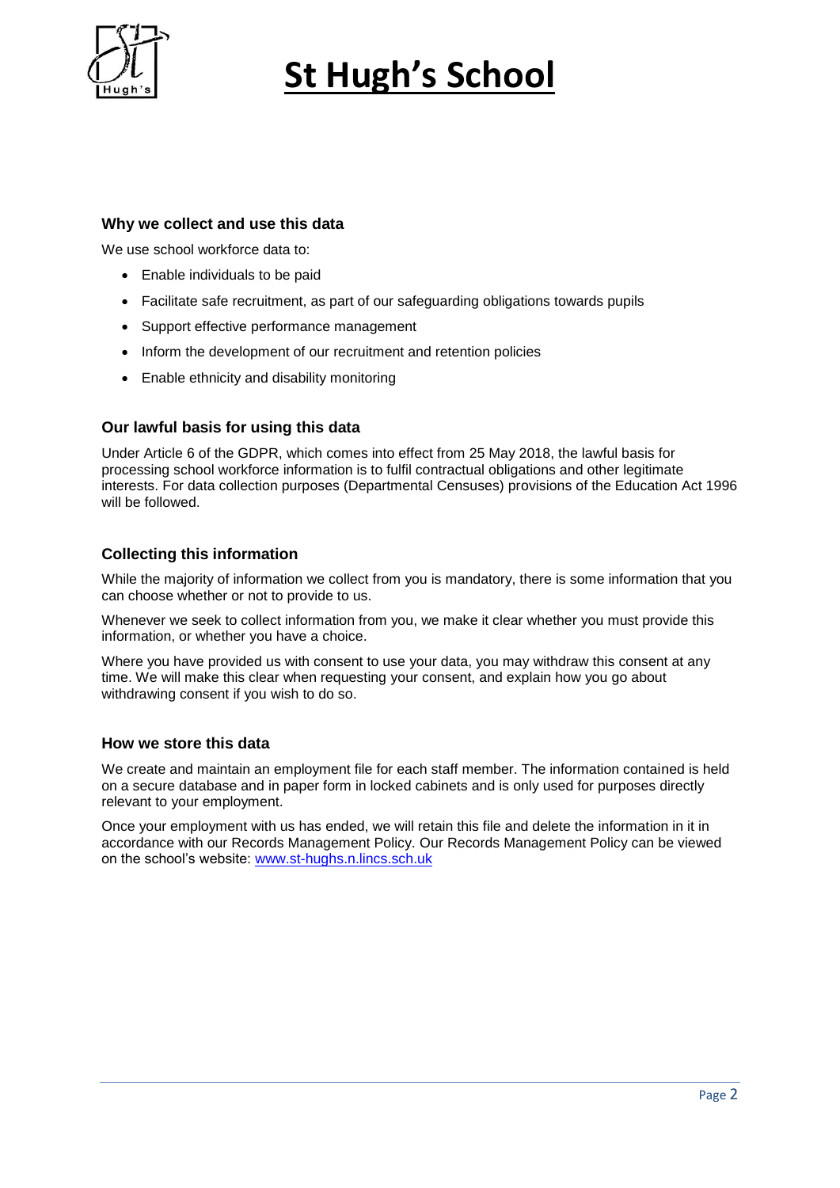### Why we collect and use this data

We use school workforce data to:

- Enable individuals to be paid
- Facilitate safe recruitment, as part of our safeguarding obligations towards pupils
- Support effective performance management
- Inform the development of our recruitment and retention policies
- Enable ethnicity and disability monitoring

### Our lawful basis for using this data

Under Article 6 of the GDPR, which comes into effect from 25 May 2018, the lawful basis for processing school workforce information is to fulfil contractual obligations and other legitimate interests. For data collection purposes (Departmental Censuses) provisions of the Education Act 1996 will be followed.

### Collecting this information

While the majority of information we collect from you is mandatory, there is some information that you can choose whether or not to provide to us.

Whenever we seek to collect information from you, we make it clear whether you must provide this information, or whether you have a choice.

Where you have provided us with consent to use your data, you may withdraw this consent at any time. We will make this clear when requesting your consent, and explain how you go about withdrawing consent if you wish to do so.

### How we store this data

We create and maintain an employment file for each staff member. The information contained is held on a secure database and in paper form in locked cabinets and is only used for purposes directly relevant to your employment.

Once your employment with us has ended, we will retain this file and delete the information in it in accordance with our Records Management Policy. Our Records Management Policy can be viewed on the school's website: [www.st-hughs.n.lincs.sch.uk](www.st-hughs.n.lincs.sch.uk)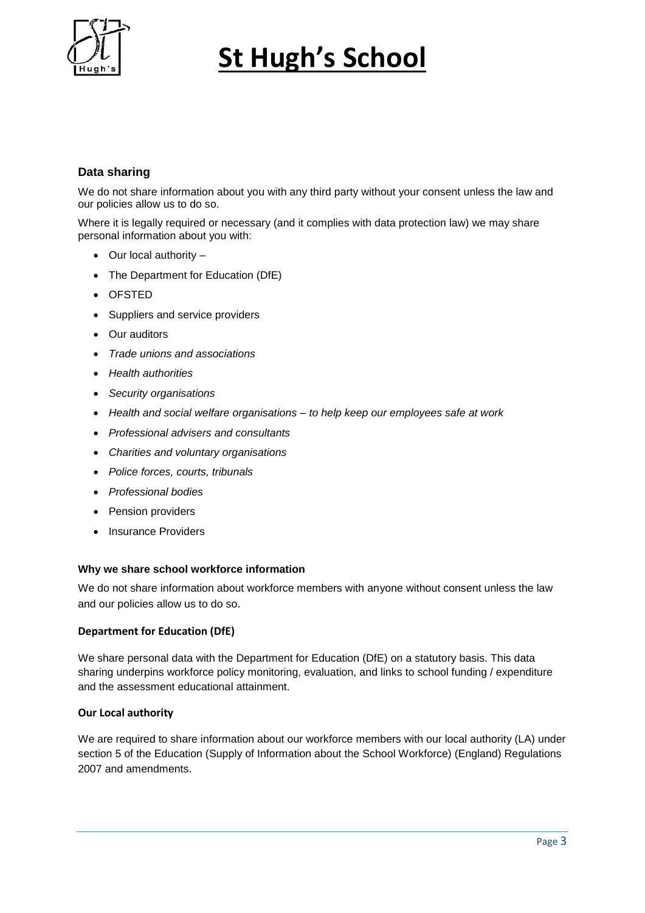### Data sharing

We do not share information about you with any third party without your consent unless the law and our policies allow us to do so.

Where it is legally required or necessary (and it complies with data protection law) we may share personal information about you with:

- Our local authority –
- The Department for Education (DfE)
- OFSTED
- Suppliers and service providers
- Our auditors
- *Trade unions and associations*
- *Health authorities*
- *Security organisations*
- *Health and social welfare organisations – to help keep our employees safe at work*
- *Professional advisers and consultants*
- *Charities and voluntary organisations*
- *Police forces, courts, tribunals*
- *Professional bodies*
- Pension providers
- Insurance Providers

#### Why we share school workforce information

We do not share information about workforce members with anyone without consent unless the law and our policies allow us to do so.

#### Department for Education (DfE)

We share personal data with the Department for Education (DfE) on a statutory basis. This data sharing underpins workforce policy monitoring, evaluation, and links to school funding / expenditure and the assessment educational attainment.

#### Our Local authority

We are required to share information about our workforce members with our local authority (LA) under section 5 of the Education (Supply of Information about the School Workforce) (England) Regulations 2007 and amendments.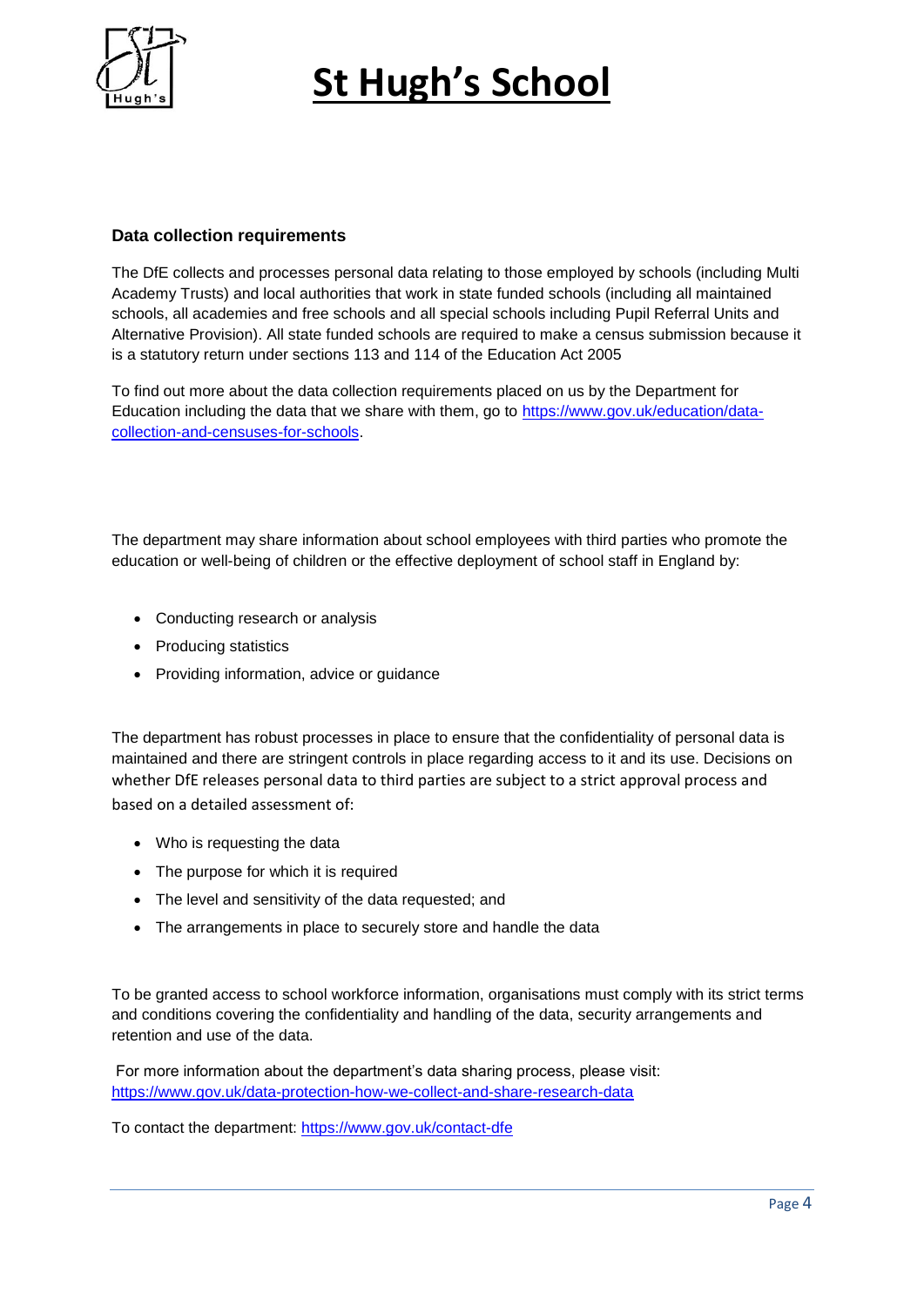### Data collection requirements

The DfE collects and processes personal data relating to those employed by schools (including Multi Academy Trusts) and local authorities that work in state funded schools (including all maintained schools, all academies and free schools and all special schools including Pupil Referral Units and Alternative Provision). All state funded schools are required to make a census submission because it is a statutory return under sections 113 and 114 of the Education Act 2005

To find out more about the data collection requirements placed on us by the Department for Education including the data that we share with them, go to [https://www.gov.uk/education/data-collection-and-censuses-for-schools](https://www.gov.uk/education/data-collection-and-censuses-for-schools).

The department may share information about school employees with third parties who promote the education or well-being of children or the effective deployment of school staff in England by:

- Conducting research or analysis
- Producing statistics
- Providing information, advice or guidance

The department has robust processes in place to ensure that the confidentiality of personal data is maintained and there are stringent controls in place regarding access to it and its use. Decisions on whether DfE releases personal data to third parties are subject to a strict approval process and based on a detailed assessment of:

- Who is requesting the data
- The purpose for which it is required
- The level and sensitivity of the data requested; and
- The arrangements in place to securely store and handle the data

To be granted access to school workforce information, organisations must comply with its strict terms and conditions covering the confidentiality and handling of the data, security arrangements and retention and use of the data.

For more information about the department's data sharing process, please visit: [https://www.gov.uk/data-protection-how-we-collect-and-share-research-data](https://www.gov.uk/data-protection-how-we-collect-and-share-research-data)

To contact the department: [https://www.gov.uk/contact-dfe](https://www.gov.uk/contact-dfe)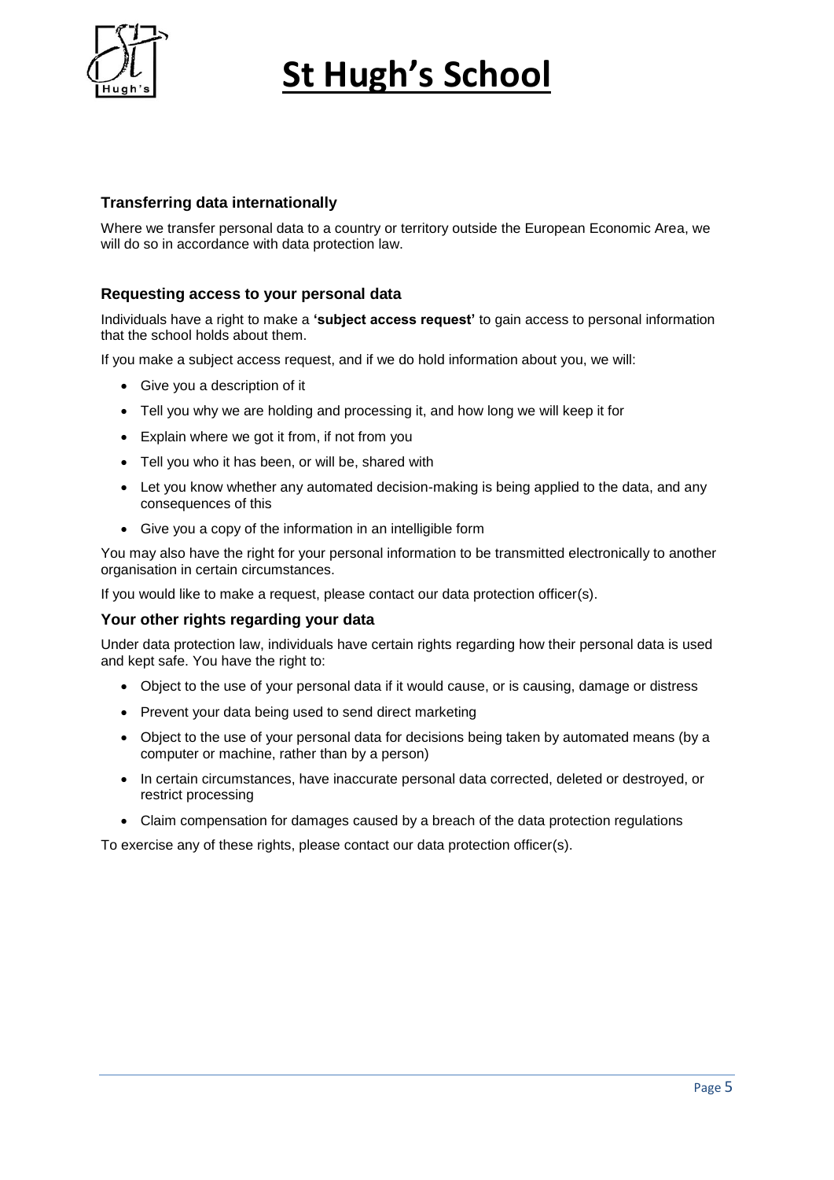### Transferring data internationally

Where we transfer personal data to a country or territory outside the European Economic Area, we will do so in accordance with data protection law.

### Requesting access to your personal data

Individuals have a right to make a **'subject access request'** to gain access to personal information that the school holds about them.

If you make a subject access request, and if we do hold information about you, we will:

- Give you a description of it
- Tell you why we are holding and processing it, and how long we will keep it for
- Explain where we got it from, if not from you
- Tell you who it has been, or will be, shared with
- Let you know whether any automated decision-making is being applied to the data, and any consequences of this
- Give you a copy of the information in an intelligible form

You may also have the right for your personal information to be transmitted electronically to another organisation in certain circumstances.

If you would like to make a request, please contact our data protection officer(s).

### Your other rights regarding your data

Under data protection law, individuals have certain rights regarding how their personal data is used and kept safe. You have the right to:

- Object to the use of your personal data if it would cause, or is causing, damage or distress
- Prevent your data being used to send direct marketing
- Object to the use of your personal data for decisions being taken by automated means (by a computer or machine, rather than by a person)
- In certain circumstances, have inaccurate personal data corrected, deleted or destroyed, or restrict processing
- Claim compensation for damages caused by a breach of the data protection regulations

To exercise any of these rights, please contact our data protection officer(s).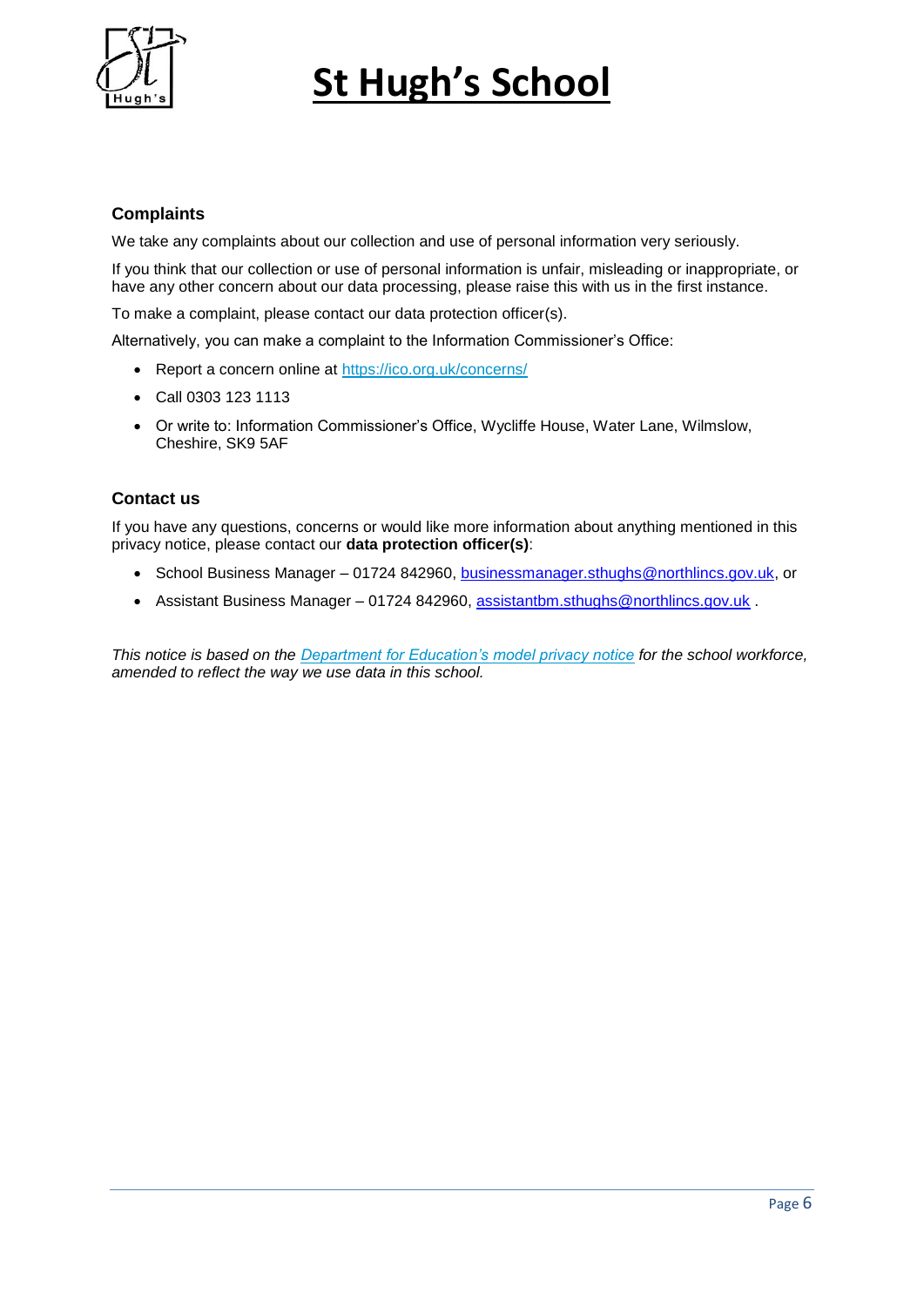## Complaints

We take any complaints about our collection and use of personal information very seriously.

If you think that our collection or use of personal information is unfair, misleading or inappropriate, or have any other concern about our data processing, please raise this with us in the first instance.

To make a complaint, please contact our data protection officer(s).

Alternatively, you can make a complaint to the Information Commissioner's Office:

- Report a concern online at https://ico.org.uk/concerns/
- Call 0303 123 1113
- Or write to: Information Commissioner's Office, Wycliffe House, Water Lane, Wilmslow, Cheshire, SK9 5AF

## Contact us

If you have any questions, concerns or would like more information about anything mentioned in this privacy notice, please contact our **data protection officer(s)**:

- School Business Manager – 01724 842960, businessmanager.sthughs@northlincs.gov.uk, or
- Assistant Business Manager – 01724 842960, assistantbm.sthughs@northlincs.gov.uk .

*This notice is based on the Department for Education's model privacy notice for the school workforce, amended to reflect the way we use data in this school.*